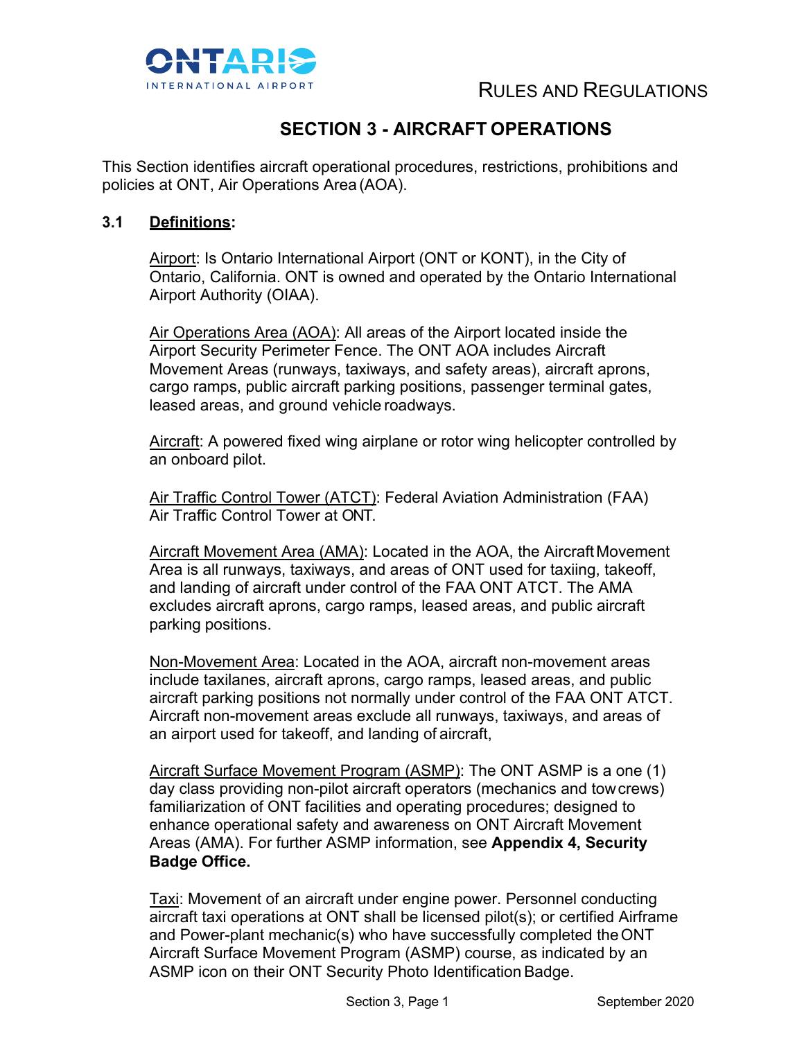# SECTION 3 - AIRCRAFT OPERATIONS

This Section identifies aircraft operational procedures, restrictions, prohibitions and policies at ONT, Air Operations Area (AOA).

## 3.1 Definitions:

Airport: Is Ontario International Airport (ONT or KONT), in the City of Ontario, California. ONT is owned and operated by the Ontario International Airport Authority (OIAA).

Air Operations Area (AOA): All areas of the Airport located inside the Airport Security Perimeter Fence. The ONT AOA includes Aircraft Movement Areas (runways, taxiways, and safety areas), aircraft aprons, cargo ramps, public aircraft parking positions, passenger terminal gates, leased areas, and ground vehicle roadways.

Aircraft: A powered fixed wing airplane or rotor wing helicopter controlled by an onboard pilot.

Air Traffic Control Tower (ATCT): Federal Aviation Administration (FAA) Air Traffic Control Tower at ONT.

Aircraft Movement Area (AMA): Located in the AOA, the Aircraft Movement Area is all runways, taxiways, and areas of ONT used for taxiing, takeoff, and landing of aircraft under control of the FAA ONT ATCT. The AMA excludes aircraft aprons, cargo ramps, leased areas, and public aircraft parking positions.

Non-Movement Area: Located in the AOA, aircraft non-movement areas include taxilanes, aircraft aprons, cargo ramps, leased areas, and public aircraft parking positions not normally under control of the FAA ONT ATCT. Aircraft non-movement areas exclude all runways, taxiways, and areas of an airport used for takeoff, and landing of aircraft,

Aircraft Surface Movement Program (ASMP): The ONT ASMP is a one (1) day class providing non-pilot aircraft operators (mechanics and tow crews) familiarization of ONT facilities and operating procedures; designed to enhance operational safety and awareness on ONT Aircraft Movement Areas (AMA). For further ASMP information, see **Appendix 4, Security Badge Office.**

Taxi: Movement of an aircraft under engine power. Personnel conducting aircraft taxi operations at ONT shall be licensed pilot(s); or certified Airframe and Power-plant mechanic(s) who have successfully completed the ONT Aircraft Surface Movement Program (ASMP) course, as indicated by an ASMP icon on their ONT Security Photo Identification Badge.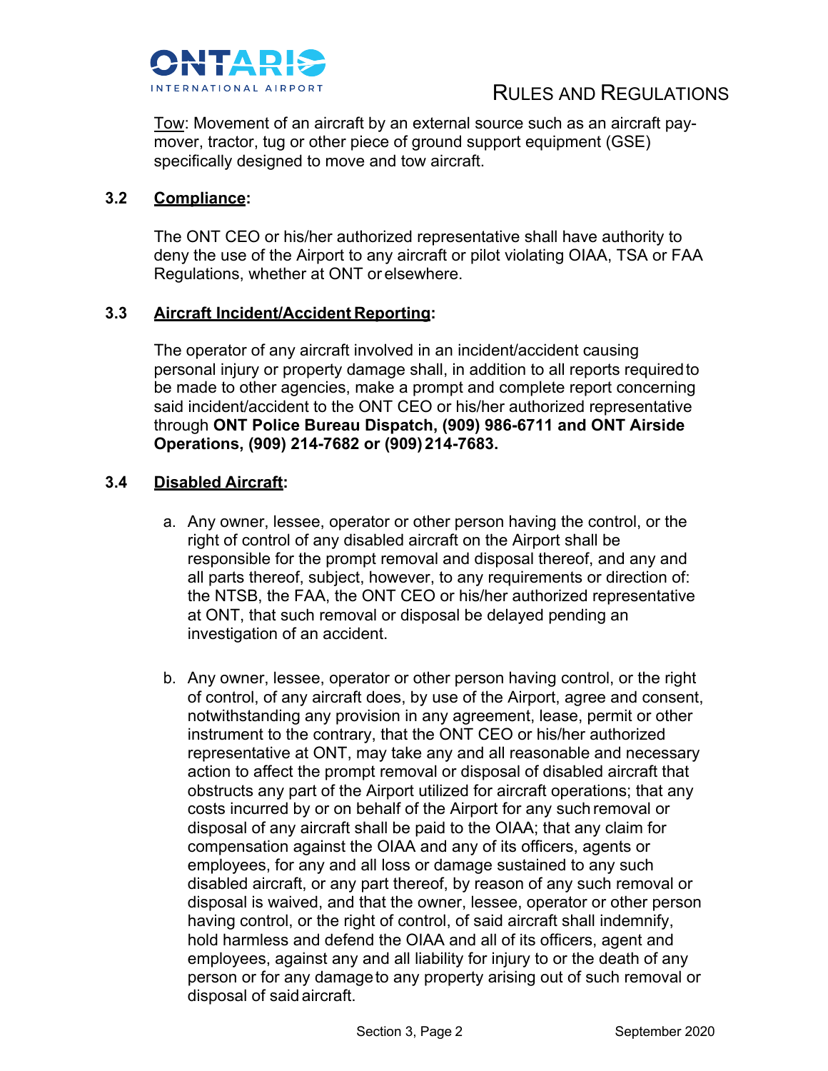Tow: Movement of an aircraft by an external source such as an aircraft pay-mover, tractor, tug or other piece of ground support equipment (GSE) specifically designed to move and tow aircraft.

### 3.2 Compliance:

The ONT CEO or his/her authorized representative shall have authority to deny the use of the Airport to any aircraft or pilot violating OIAA, TSA or FAA Regulations, whether at ONT or elsewhere.

### 3.3 Aircraft Incident/Accident Reporting:

The operator of any aircraft involved in an incident/accident causing personal injury or property damage shall, in addition to all reports required to be made to other agencies, make a prompt and complete report concerning said incident/accident to the ONT CEO or his/her authorized representative through **ONT Police Bureau Dispatch, (909) 986-6711 and ONT Airside Operations, (909) 214-7682 or (909) 214-7683.**

### 3.4 Disabled Aircraft:

a. Any owner, lessee, operator or other person having the control, or the right of control of any disabled aircraft on the Airport shall be responsible for the prompt removal and disposal thereof, and any and all parts thereof, subject, however, to any requirements or direction of: the NTSB, the FAA, the ONT CEO or his/her authorized representative at ONT, that such removal or disposal be delayed pending an investigation of an accident.

b. Any owner, lessee, operator or other person having control, or the right of control, of any aircraft does, by use of the Airport, agree and consent, notwithstanding any provision in any agreement, lease, permit or other instrument to the contrary, that the ONT CEO or his/her authorized representative at ONT, may take any and all reasonable and necessary action to affect the prompt removal or disposal of disabled aircraft that obstructs any part of the Airport utilized for aircraft operations; that any costs incurred by or on behalf of the Airport for any such removal or disposal of any aircraft shall be paid to the OIAA; that any claim for compensation against the OIAA and any of its officers, agents or employees, for any and all loss or damage sustained to any such disabled aircraft, or any part thereof, by reason of any such removal or disposal is waived, and that the owner, lessee, operator or other person having control, or the right of control, of said aircraft shall indemnify, hold harmless and defend the OIAA and all of its officers, agent and employees, against any and all liability for injury to or the death of any person or for any damage to any property arising out of such removal or disposal of said aircraft.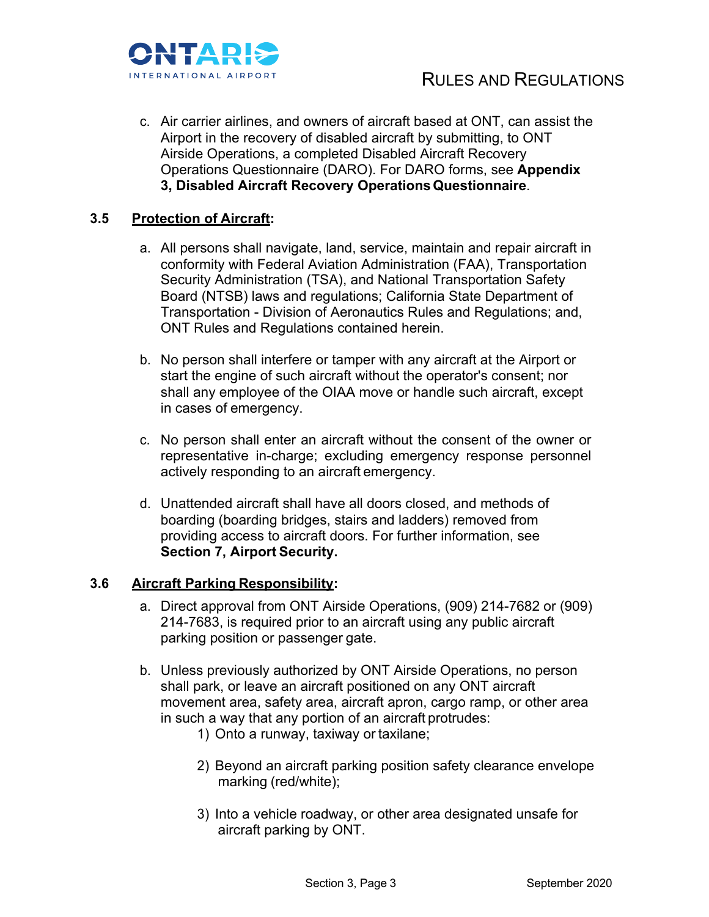c. Air carrier airlines, and owners of aircraft based at ONT, can assist the Airport in the recovery of disabled aircraft by submitting, to ONT Airside Operations, a completed Disabled Aircraft Recovery Operations Questionnaire (DARO). For DARO forms, see **Appendix 3, Disabled Aircraft Recovery Operations Questionnaire**.

### 3.5 **Protection of Aircraft:**

a. All persons shall navigate, land, service, maintain and repair aircraft in conformity with Federal Aviation Administration (FAA), Transportation Security Administration (TSA), and National Transportation Safety Board (NTSB) laws and regulations; California State Department of Transportation - Division of Aeronautics Rules and Regulations; and, ONT Rules and Regulations contained herein.

b. No person shall interfere or tamper with any aircraft at the Airport or start the engine of such aircraft without the operator's consent; nor shall any employee of the OIAA move or handle such aircraft, except in cases of emergency.

c. No person shall enter an aircraft without the consent of the owner or representative in-charge; excluding emergency response personnel actively responding to an aircraft emergency.

d. Unattended aircraft shall have all doors closed, and methods of boarding (boarding bridges, stairs and ladders) removed from providing access to aircraft doors. For further information, see **Section 7, Airport Security.**

### 3.6 **Aircraft Parking Responsibility:**

a. Direct approval from ONT Airside Operations, (909) 214-7682 or (909) 214-7683, is required prior to an aircraft using any public aircraft parking position or passenger gate.

b. Unless previously authorized by ONT Airside Operations, no person shall park, or leave an aircraft positioned on any ONT aircraft movement area, safety area, aircraft apron, cargo ramp, or other area in such a way that any portion of an aircraft protrudes:

   1) Onto a runway, taxiway or taxilane;

   2) Beyond an aircraft parking position safety clearance envelope marking (red/white);

   3) Into a vehicle roadway, or other area designated unsafe for aircraft parking by ONT.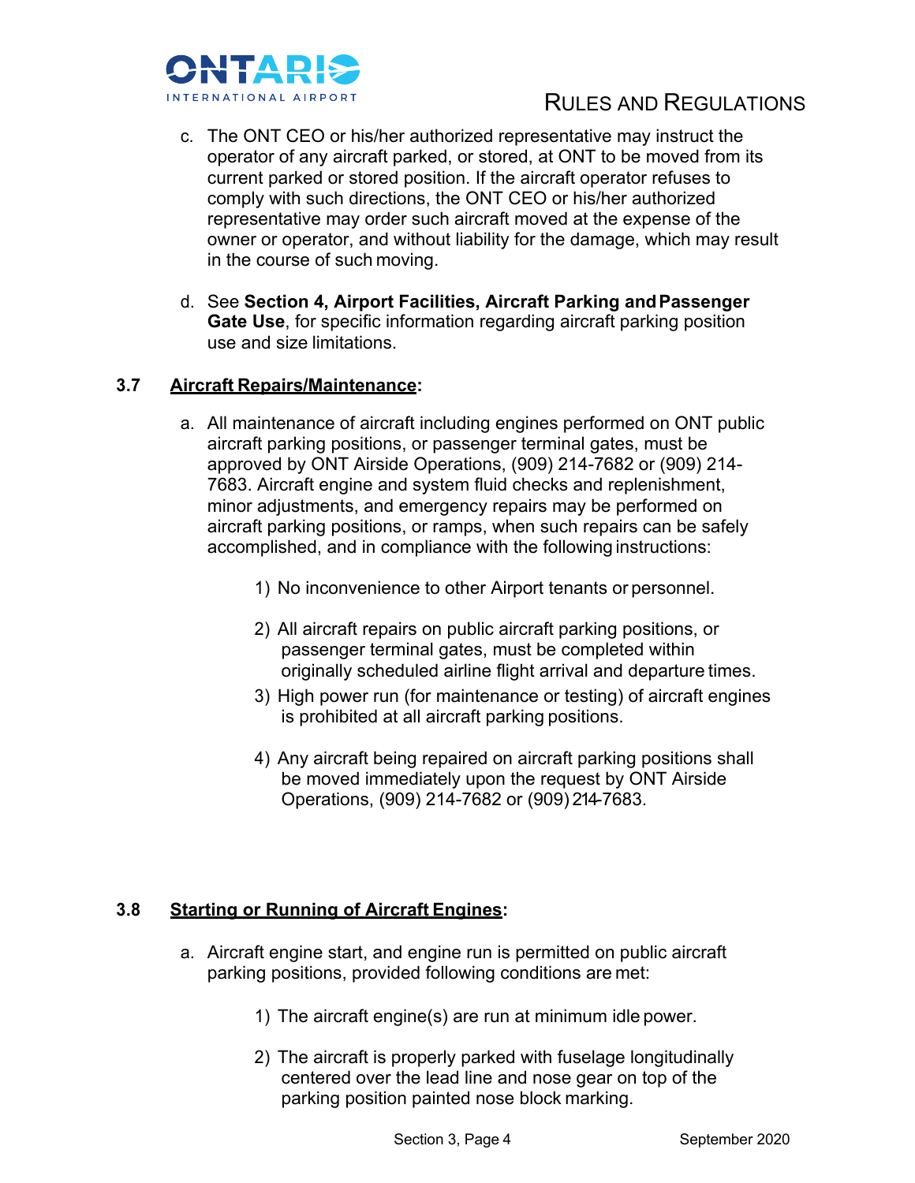c. The ONT CEO or his/her authorized representative may instruct the operator of any aircraft parked, or stored, at ONT to be moved from its current parked or stored position. If the aircraft operator refuses to comply with such directions, the ONT CEO or his/her authorized representative may order such aircraft moved at the expense of the owner or operator, and without liability for the damage, which may result in the course of such moving.

d. See **Section 4, Airport Facilities, Aircraft Parking and Passenger Gate Use**, for specific information regarding aircraft parking position use and size limitations.

### 3.7 Aircraft Repairs/Maintenance:

a. All maintenance of aircraft including engines performed on ONT public aircraft parking positions, or passenger terminal gates, must be approved by ONT Airside Operations, (909) 214-7682 or (909) 214-7683. Aircraft engine and system fluid checks and replenishment, minor adjustments, and emergency repairs may be performed on aircraft parking positions, or ramps, when such repairs can be safely accomplished, and in compliance with the following instructions:

1) No inconvenience to other Airport tenants or personnel.
2) All aircraft repairs on public aircraft parking positions, or passenger terminal gates, must be completed within originally scheduled airline flight arrival and departure times.
3) High power run (for maintenance or testing) of aircraft engines is prohibited at all aircraft parking positions.
4) Any aircraft being repaired on aircraft parking positions shall be moved immediately upon the request by ONT Airside Operations, (909) 214-7682 or (909) 214-7683.

### 3.8 Starting or Running of Aircraft Engines:

a. Aircraft engine start, and engine run is permitted on public aircraft parking positions, provided following conditions are met:

1) The aircraft engine(s) are run at minimum idle power.
2) The aircraft is properly parked with fuselage longitudinally centered over the lead line and nose gear on top of the parking position painted nose block marking.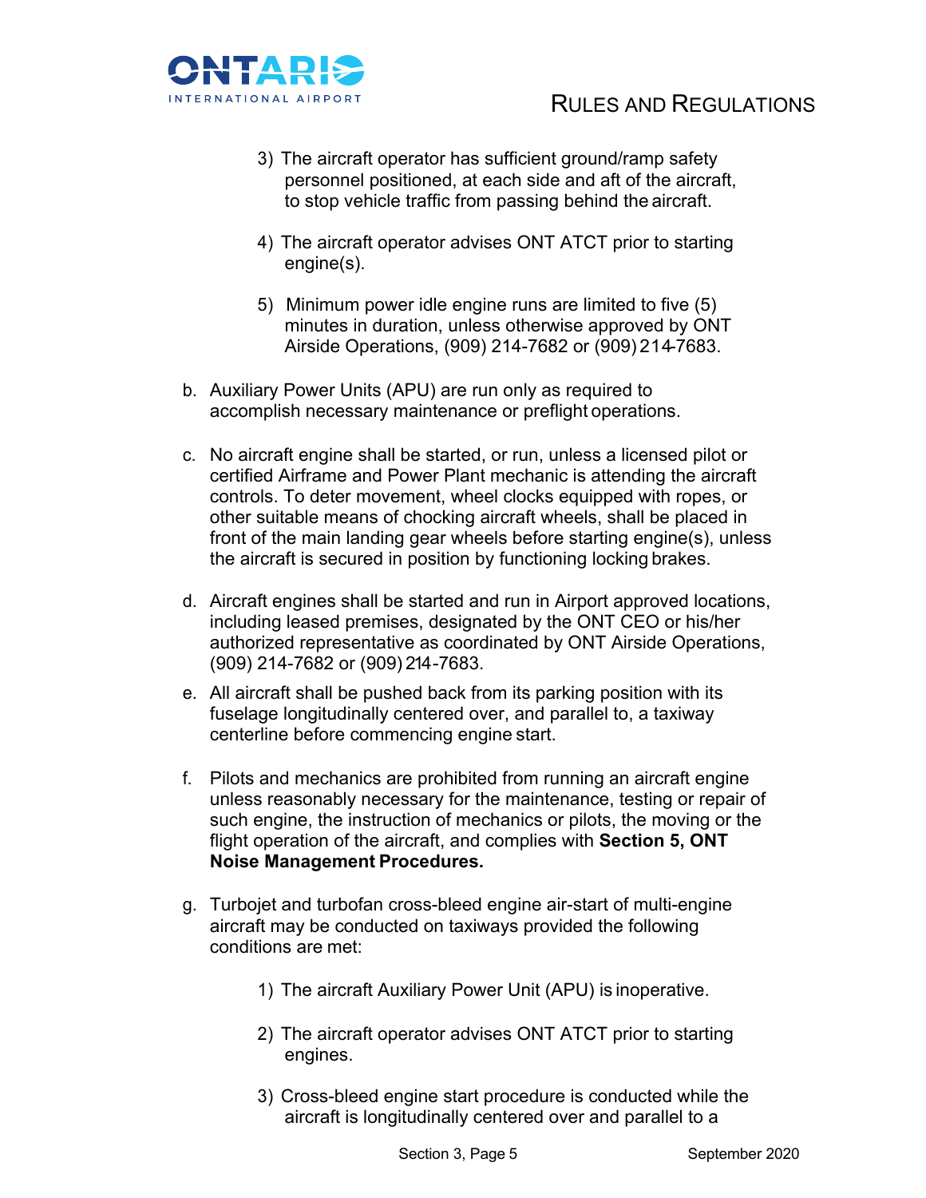3) The aircraft operator has sufficient ground/ramp safety personnel positioned, at each side and aft of the aircraft, to stop vehicle traffic from passing behind the aircraft.

4) The aircraft operator advises ONT ATCT prior to starting engine(s).

5) Minimum power idle engine runs are limited to five (5) minutes in duration, unless otherwise approved by ONT Airside Operations, (909) 214-7682 or (909) 214-7683.

b. Auxiliary Power Units (APU) are run only as required to accomplish necessary maintenance or preflight operations.

c. No aircraft engine shall be started, or run, unless a licensed pilot or certified Airframe and Power Plant mechanic is attending the aircraft controls. To deter movement, wheel clocks equipped with ropes, or other suitable means of chocking aircraft wheels, shall be placed in front of the main landing gear wheels before starting engine(s), unless the aircraft is secured in position by functioning locking brakes.

d. Aircraft engines shall be started and run in Airport approved locations, including leased premises, designated by the ONT CEO or his/her authorized representative as coordinated by ONT Airside Operations, (909) 214-7682 or (909) 214-7683.

e. All aircraft shall be pushed back from its parking position with its fuselage longitudinally centered over, and parallel to, a taxiway centerline before commencing engine start.

f. Pilots and mechanics are prohibited from running an aircraft engine unless reasonably necessary for the maintenance, testing or repair of such engine, the instruction of mechanics or pilots, the moving or the flight operation of the aircraft, and complies with **Section 5, ONT Noise Management Procedures.**

g. Turbojet and turbofan cross-bleed engine air-start of multi-engine aircraft may be conducted on taxiways provided the following conditions are met:

1) The aircraft Auxiliary Power Unit (APU) is inoperative.

2) The aircraft operator advises ONT ATCT prior to starting engines.

3) Cross-bleed engine start procedure is conducted while the aircraft is longitudinally centered over and parallel to a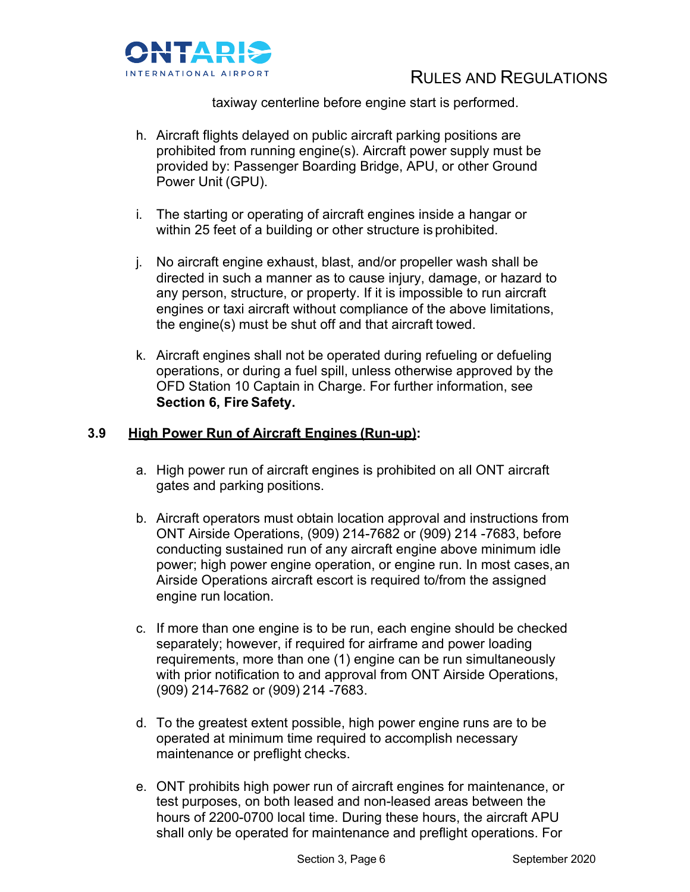taxiway centerline before engine start is performed.

h. Aircraft flights delayed on public aircraft parking positions are prohibited from running engine(s). Aircraft power supply must be provided by: Passenger Boarding Bridge, APU, or other Ground Power Unit (GPU).

i. The starting or operating of aircraft engines inside a hangar or within 25 feet of a building or other structure is prohibited.

j. No aircraft engine exhaust, blast, and/or propeller wash shall be directed in such a manner as to cause injury, damage, or hazard to any person, structure, or property. If it is impossible to run aircraft engines or taxi aircraft without compliance of the above limitations, the engine(s) must be shut off and that aircraft towed.

k. Aircraft engines shall not be operated during refueling or defueling operations, or during a fuel spill, unless otherwise approved by the OFD Station 10 Captain in Charge. For further information, see **Section 6, Fire Safety.**

### 3.9 High Power Run of Aircraft Engines (Run-up):

a. High power run of aircraft engines is prohibited on all ONT aircraft gates and parking positions.

b. Aircraft operators must obtain location approval and instructions from ONT Airside Operations, (909) 214-7682 or (909) 214 -7683, before conducting sustained run of any aircraft engine above minimum idle power; high power engine operation, or engine run. In most cases, an Airside Operations aircraft escort is required to/from the assigned engine run location.

c. If more than one engine is to be run, each engine should be checked separately; however, if required for airframe and power loading requirements, more than one (1) engine can be run simultaneously with prior notification to and approval from ONT Airside Operations, (909) 214-7682 or (909) 214 -7683.

d. To the greatest extent possible, high power engine runs are to be operated at minimum time required to accomplish necessary maintenance or preflight checks.

e. ONT prohibits high power run of aircraft engines for maintenance, or test purposes, on both leased and non-leased areas between the hours of 2200-0700 local time. During these hours, the aircraft APU shall only be operated for maintenance and preflight operations. For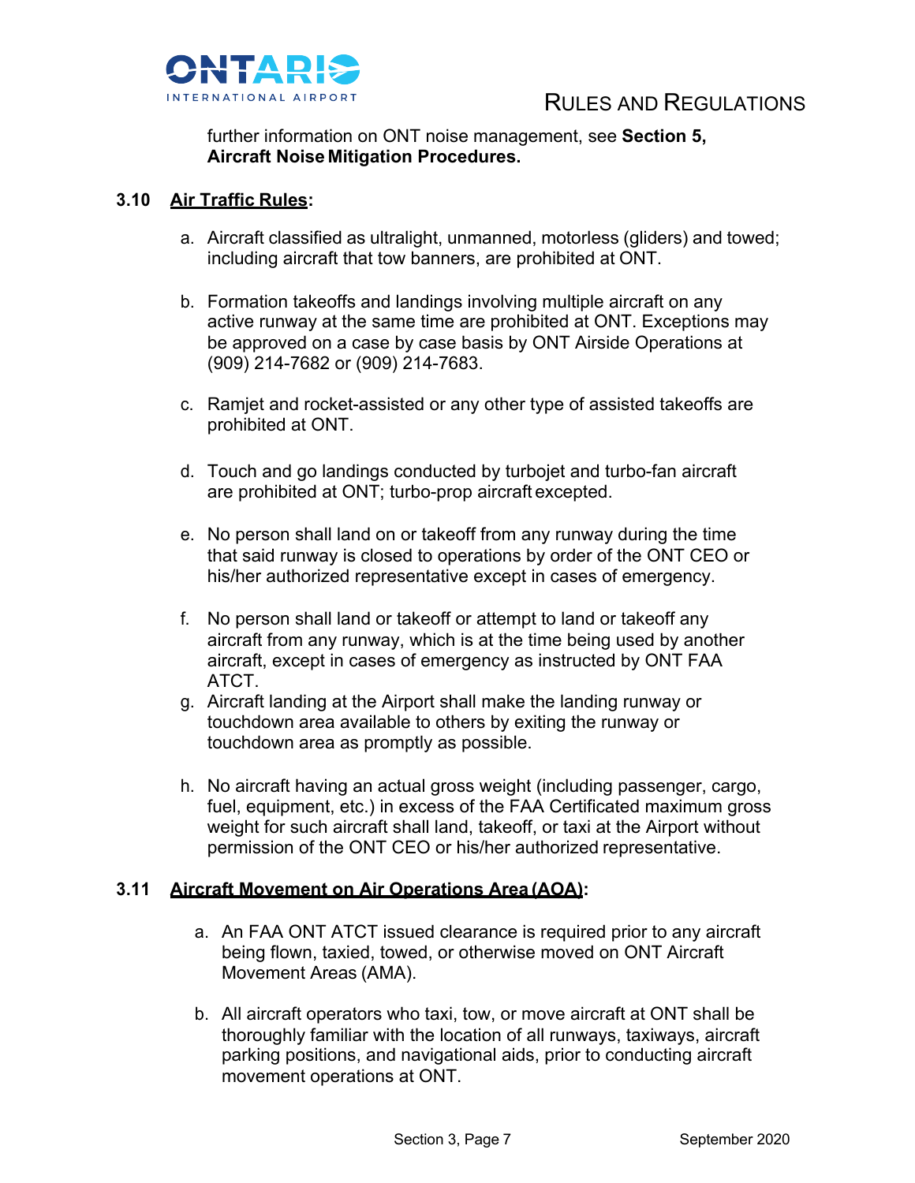further information on ONT noise management, see **Section 5, Aircraft Noise Mitigation Procedures.**

### 3.10 Air Traffic Rules:

a. Aircraft classified as ultralight, unmanned, motorless (gliders) and towed; including aircraft that tow banners, are prohibited at ONT.

b. Formation takeoffs and landings involving multiple aircraft on any active runway at the same time are prohibited at ONT. Exceptions may be approved on a case by case basis by ONT Airside Operations at (909) 214-7682 or (909) 214-7683.

c. Ramjet and rocket-assisted or any other type of assisted takeoffs are prohibited at ONT.

d. Touch and go landings conducted by turbojet and turbo-fan aircraft are prohibited at ONT; turbo-prop aircraft excepted.

e. No person shall land on or takeoff from any runway during the time that said runway is closed to operations by order of the ONT CEO or his/her authorized representative except in cases of emergency.

f. No person shall land or takeoff or attempt to land or takeoff any aircraft from any runway, which is at the time being used by another aircraft, except in cases of emergency as instructed by ONT FAA ATCT.

g. Aircraft landing at the Airport shall make the landing runway or touchdown area available to others by exiting the runway or touchdown area as promptly as possible.

h. No aircraft having an actual gross weight (including passenger, cargo, fuel, equipment, etc.) in excess of the FAA Certificated maximum gross weight for such aircraft shall land, takeoff, or taxi at the Airport without permission of the ONT CEO or his/her authorized representative.

### 3.11 Aircraft Movement on Air Operations Area (AOA):

a. An FAA ONT ATCT issued clearance is required prior to any aircraft being flown, taxied, towed, or otherwise moved on ONT Aircraft Movement Areas (AMA).

b. All aircraft operators who taxi, tow, or move aircraft at ONT shall be thoroughly familiar with the location of all runways, taxiways, aircraft parking positions, and navigational aids, prior to conducting aircraft movement operations at ONT.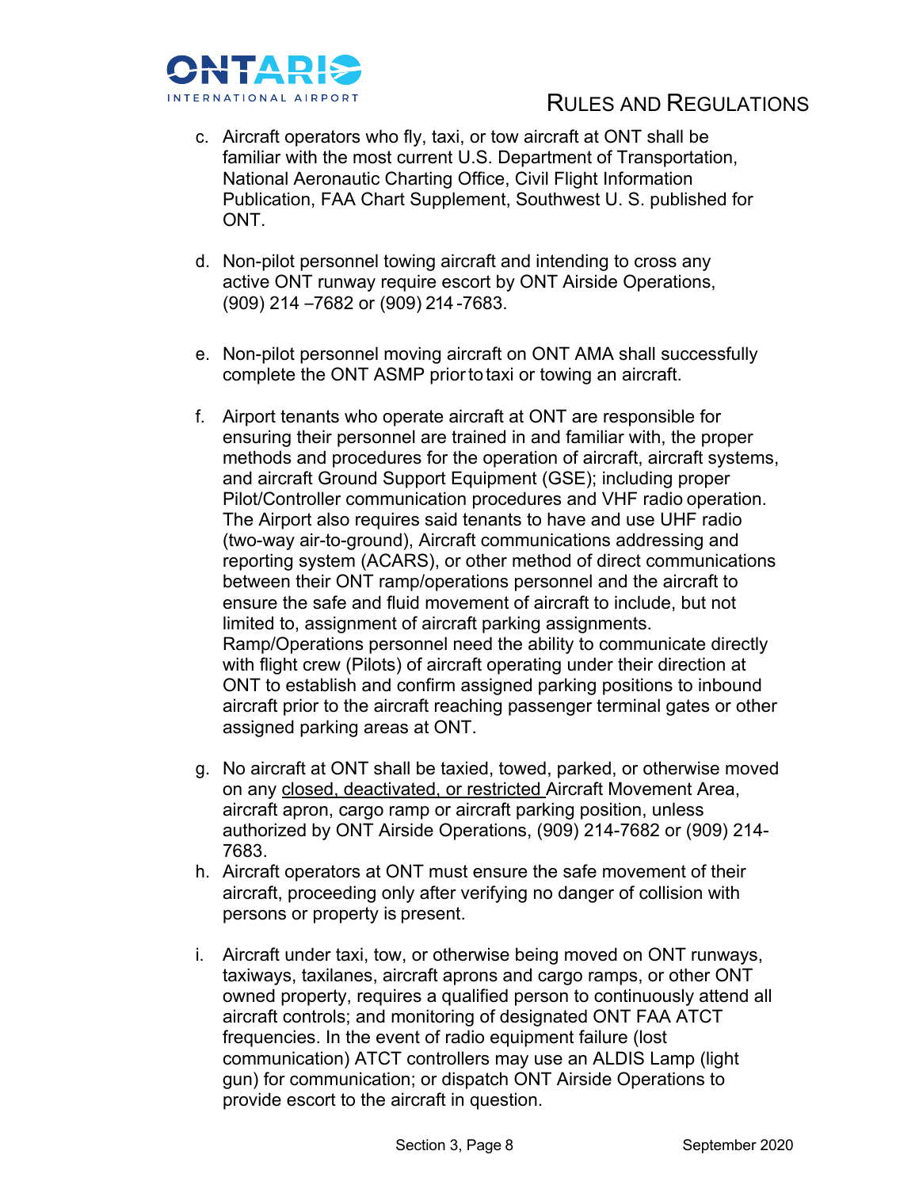c. Aircraft operators who fly, taxi, or tow aircraft at ONT shall be familiar with the most current U.S. Department of Transportation, National Aeronautic Charting Office, Civil Flight Information Publication, FAA Chart Supplement, Southwest U. S. published for ONT.

d. Non-pilot personnel towing aircraft and intending to cross any active ONT runway require escort by ONT Airside Operations, (909) 214 –7682 or (909) 214 -7683.

e. Non-pilot personnel moving aircraft on ONT AMA shall successfully complete the ONT ASMP prior to taxi or towing an aircraft.

f. Airport tenants who operate aircraft at ONT are responsible for ensuring their personnel are trained in and familiar with, the proper methods and procedures for the operation of aircraft, aircraft systems, and aircraft Ground Support Equipment (GSE); including proper Pilot/Controller communication procedures and VHF radio operation. The Airport also requires said tenants to have and use UHF radio (two-way air-to-ground), Aircraft communications addressing and reporting system (ACARS), or other method of direct communications between their ONT ramp/operations personnel and the aircraft to ensure the safe and fluid movement of aircraft to include, but not limited to, assignment of aircraft parking assignments. Ramp/Operations personnel need the ability to communicate directly with flight crew (Pilots) of aircraft operating under their direction at ONT to establish and confirm assigned parking positions to inbound aircraft prior to the aircraft reaching passenger terminal gates or other assigned parking areas at ONT.

g. No aircraft at ONT shall be taxied, towed, parked, or otherwise moved on any <u>closed, deactivated, or restricted</u> Aircraft Movement Area, aircraft apron, cargo ramp or aircraft parking position, unless authorized by ONT Airside Operations, (909) 214-7682 or (909) 214-7683.

h. Aircraft operators at ONT must ensure the safe movement of their aircraft, proceeding only after verifying no danger of collision with persons or property is present.

i. Aircraft under taxi, tow, or otherwise being moved on ONT runways, taxiways, taxilanes, aircraft aprons and cargo ramps, or other ONT owned property, requires a qualified person to continuously attend all aircraft controls; and monitoring of designated ONT FAA ATCT frequencies. In the event of radio equipment failure (lost communication) ATCT controllers may use an ALDIS Lamp (light gun) for communication; or dispatch ONT Airside Operations to provide escort to the aircraft in question.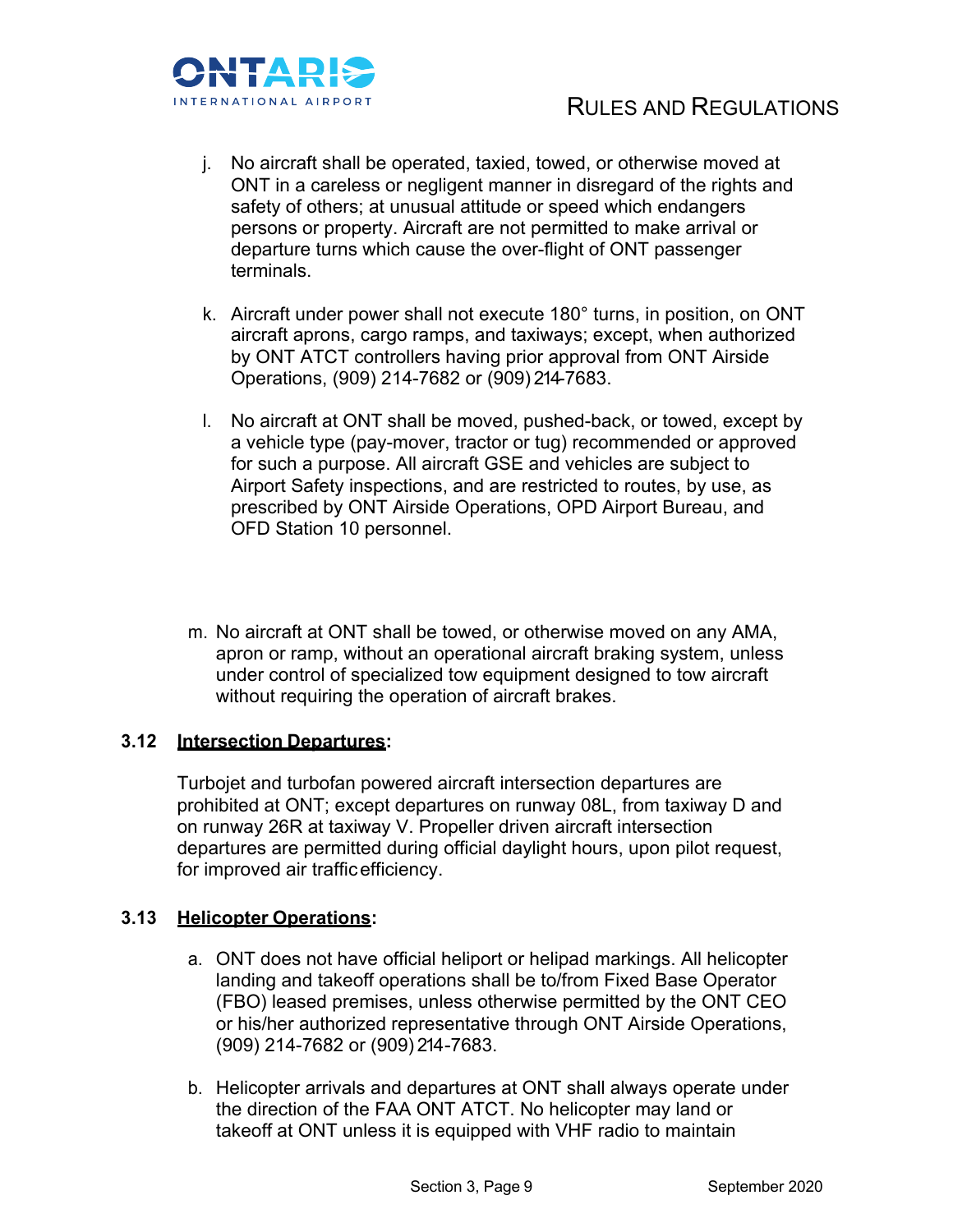j. No aircraft shall be operated, taxied, towed, or otherwise moved at ONT in a careless or negligent manner in disregard of the rights and safety of others; at unusual attitude or speed which endangers persons or property. Aircraft are not permitted to make arrival or departure turns which cause the over-flight of ONT passenger terminals.

k. Aircraft under power shall not execute 180° turns, in position, on ONT aircraft aprons, cargo ramps, and taxiways; except, when authorized by ONT ATCT controllers having prior approval from ONT Airside Operations, (909) 214-7682 or (909) 214-7683.

l. No aircraft at ONT shall be moved, pushed-back, or towed, except by a vehicle type (pay-mover, tractor or tug) recommended or approved for such a purpose. All aircraft GSE and vehicles are subject to Airport Safety inspections, and are restricted to routes, by use, as prescribed by ONT Airside Operations, OPD Airport Bureau, and OFD Station 10 personnel.

m. No aircraft at ONT shall be towed, or otherwise moved on any AMA, apron or ramp, without an operational aircraft braking system, unless under control of specialized tow equipment designed to tow aircraft without requiring the operation of aircraft brakes.

### 3.12 Intersection Departures:

Turbojet and turbofan powered aircraft intersection departures are prohibited at ONT; except departures on runway 08L, from taxiway D and on runway 26R at taxiway V. Propeller driven aircraft intersection departures are permitted during official daylight hours, upon pilot request, for improved air traffic efficiency.

### 3.13 Helicopter Operations:

a. ONT does not have official heliport or helipad markings. All helicopter landing and takeoff operations shall be to/from Fixed Base Operator (FBO) leased premises, unless otherwise permitted by the ONT CEO or his/her authorized representative through ONT Airside Operations, (909) 214-7682 or (909) 214-7683.

b. Helicopter arrivals and departures at ONT shall always operate under the direction of the FAA ONT ATCT. No helicopter may land or takeoff at ONT unless it is equipped with VHF radio to maintain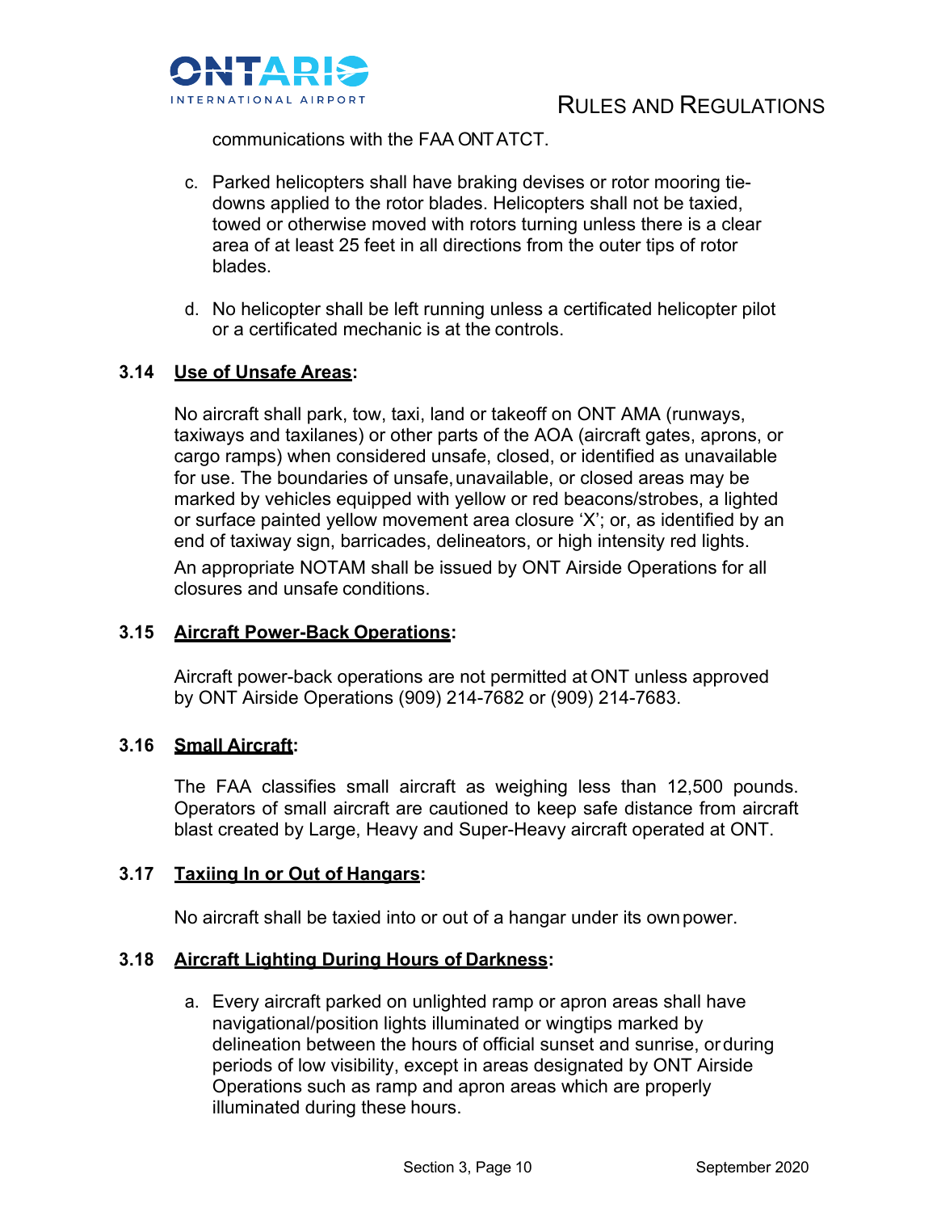communications with the FAA ONT ATCT.

c. Parked helicopters shall have braking devises or rotor mooring tie-downs applied to the rotor blades. Helicopters shall not be taxied, towed or otherwise moved with rotors turning unless there is a clear area of at least 25 feet in all directions from the outer tips of rotor blades.

d. No helicopter shall be left running unless a certificated helicopter pilot or a certificated mechanic is at the controls.

### 3.14 <u>Use of Unsafe Areas</u>:

No aircraft shall park, tow, taxi, land or takeoff on ONT AMA (runways, taxiways and taxilanes) or other parts of the AOA (aircraft gates, aprons, or cargo ramps) when considered unsafe, closed, or identified as unavailable for use. The boundaries of unsafe, unavailable, or closed areas may be marked by vehicles equipped with yellow or red beacons/strobes, a lighted or surface painted yellow movement area closure 'X'; or, as identified by an end of taxiway sign, barricades, delineators, or high intensity red lights.

An appropriate NOTAM shall be issued by ONT Airside Operations for all closures and unsafe conditions.

### 3.15 <u>Aircraft Power-Back Operations</u>:

Aircraft power-back operations are not permitted at ONT unless approved by ONT Airside Operations (909) 214-7682 or (909) 214-7683.

### 3.16 <u>Small Aircraft</u>:

The FAA classifies small aircraft as weighing less than 12,500 pounds. Operators of small aircraft are cautioned to keep safe distance from aircraft blast created by Large, Heavy and Super-Heavy aircraft operated at ONT.

### 3.17 <u>Taxiing In or Out of Hangars</u>:

No aircraft shall be taxied into or out of a hangar under its own power.

### 3.18 <u>Aircraft Lighting During Hours of Darkness</u>:

a. Every aircraft parked on unlighted ramp or apron areas shall have navigational/position lights illuminated or wingtips marked by delineation between the hours of official sunset and sunrise, or during periods of low visibility, except in areas designated by ONT Airside Operations such as ramp and apron areas which are properly illuminated during these hours.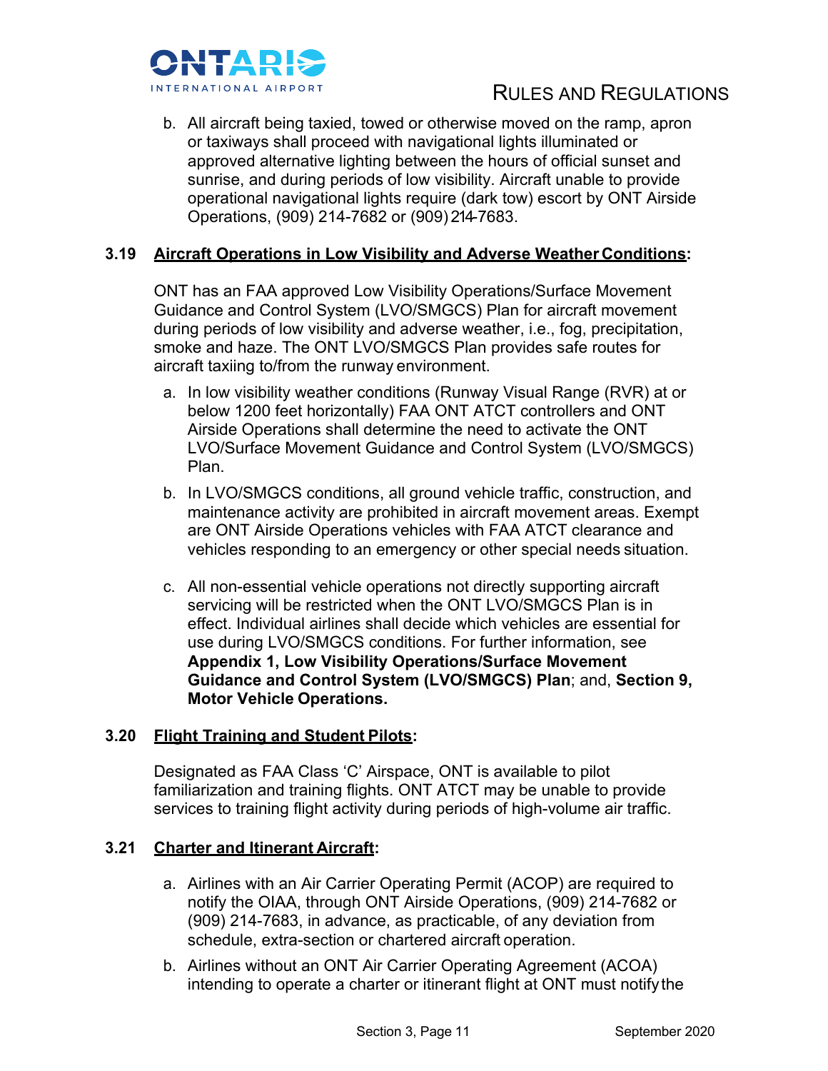b. All aircraft being taxied, towed or otherwise moved on the ramp, apron or taxiways shall proceed with navigational lights illuminated or approved alternative lighting between the hours of official sunset and sunrise, and during periods of low visibility. Aircraft unable to provide operational navigational lights require (dark tow) escort by ONT Airside Operations, (909) 214-7682 or (909) 214-7683.

### 3.19 <u>Aircraft Operations in Low Visibility and Adverse Weather Conditions</u>:

ONT has an FAA approved Low Visibility Operations/Surface Movement Guidance and Control System (LVO/SMGCS) Plan for aircraft movement during periods of low visibility and adverse weather, i.e., fog, precipitation, smoke and haze. The ONT LVO/SMGCS Plan provides safe routes for aircraft taxiing to/from the runway environment.

a. In low visibility weather conditions (Runway Visual Range (RVR) at or below 1200 feet horizontally) FAA ONT ATCT controllers and ONT Airside Operations shall determine the need to activate the ONT LVO/Surface Movement Guidance and Control System (LVO/SMGCS) Plan.

b. In LVO/SMGCS conditions, all ground vehicle traffic, construction, and maintenance activity are prohibited in aircraft movement areas. Exempt are ONT Airside Operations vehicles with FAA ATCT clearance and vehicles responding to an emergency or other special needs situation.

c. All non-essential vehicle operations not directly supporting aircraft servicing will be restricted when the ONT LVO/SMGCS Plan is in effect. Individual airlines shall decide which vehicles are essential for use during LVO/SMGCS conditions. For further information, see **Appendix 1, Low Visibility Operations/Surface Movement Guidance and Control System (LVO/SMGCS) Plan**; and, **Section 9, Motor Vehicle Operations.**

### 3.20 <u>Flight Training and Student Pilots</u>:

Designated as FAA Class 'C' Airspace, ONT is available to pilot familiarization and training flights. ONT ATCT may be unable to provide services to training flight activity during periods of high-volume air traffic.

### 3.21 <u>Charter and Itinerant Aircraft</u>:

a. Airlines with an Air Carrier Operating Permit (ACOP) are required to notify the OIAA, through ONT Airside Operations, (909) 214-7682 or (909) 214-7683, in advance, as practicable, of any deviation from schedule, extra-section or chartered aircraft operation.

b. Airlines without an ONT Air Carrier Operating Agreement (ACOA) intending to operate a charter or itinerant flight at ONT must notify the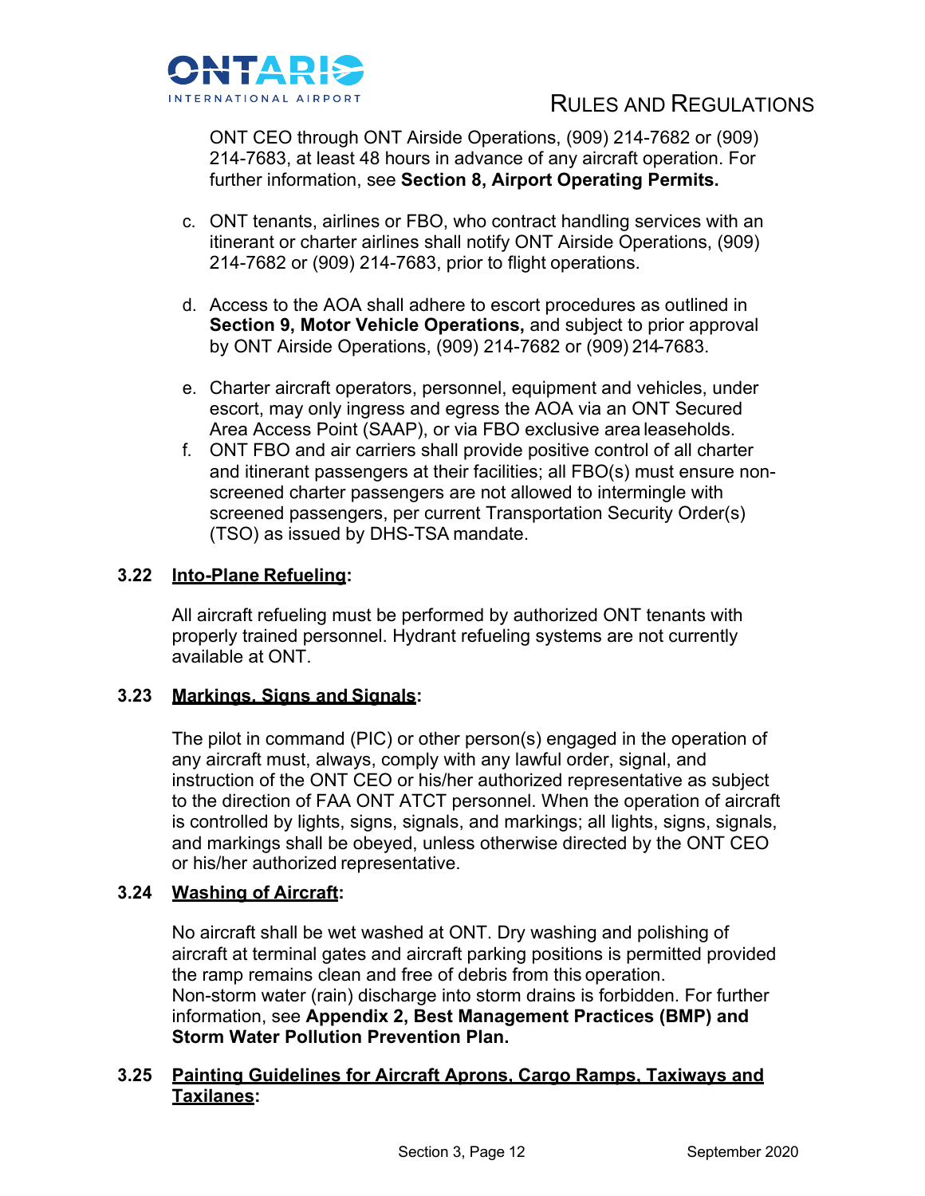ONT CEO through ONT Airside Operations, (909) 214-7682 or (909) 214-7683, at least 48 hours in advance of any aircraft operation. For further information, see **Section 8, Airport Operating Permits.**

c. ONT tenants, airlines or FBO, who contract handling services with an itinerant or charter airlines shall notify ONT Airside Operations, (909) 214-7682 or (909) 214-7683, prior to flight operations.

d. Access to the AOA shall adhere to escort procedures as outlined in **Section 9, Motor Vehicle Operations,** and subject to prior approval by ONT Airside Operations, (909) 214-7682 or (909) 214-7683.

e. Charter aircraft operators, personnel, equipment and vehicles, under escort, may only ingress and egress the AOA via an ONT Secured Area Access Point (SAAP), or via FBO exclusive area leaseholds.

f. ONT FBO and air carriers shall provide positive control of all charter and itinerant passengers at their facilities; all FBO(s) must ensure non-screened charter passengers are not allowed to intermingle with screened passengers, per current Transportation Security Order(s) (TSO) as issued by DHS-TSA mandate.

### 3.22 <u>Into-Plane Refueling</u>:

All aircraft refueling must be performed by authorized ONT tenants with properly trained personnel. Hydrant refueling systems are not currently available at ONT.

### 3.23 <u>Markings, Signs and Signals</u>:

The pilot in command (PIC) or other person(s) engaged in the operation of any aircraft must, always, comply with any lawful order, signal, and instruction of the ONT CEO or his/her authorized representative as subject to the direction of FAA ONT ATCT personnel. When the operation of aircraft is controlled by lights, signs, signals, and markings; all lights, signs, signals, and markings shall be obeyed, unless otherwise directed by the ONT CEO or his/her authorized representative.

### 3.24 <u>Washing of Aircraft</u>:

No aircraft shall be wet washed at ONT. Dry washing and polishing of aircraft at terminal gates and aircraft parking positions is permitted provided the ramp remains clean and free of debris from this operation. Non-storm water (rain) discharge into storm drains is forbidden. For further information, see **Appendix 2, Best Management Practices (BMP) and Storm Water Pollution Prevention Plan.**

### 3.25 <u>Painting Guidelines for Aircraft Aprons, Cargo Ramps, Taxiways and Taxilanes</u>: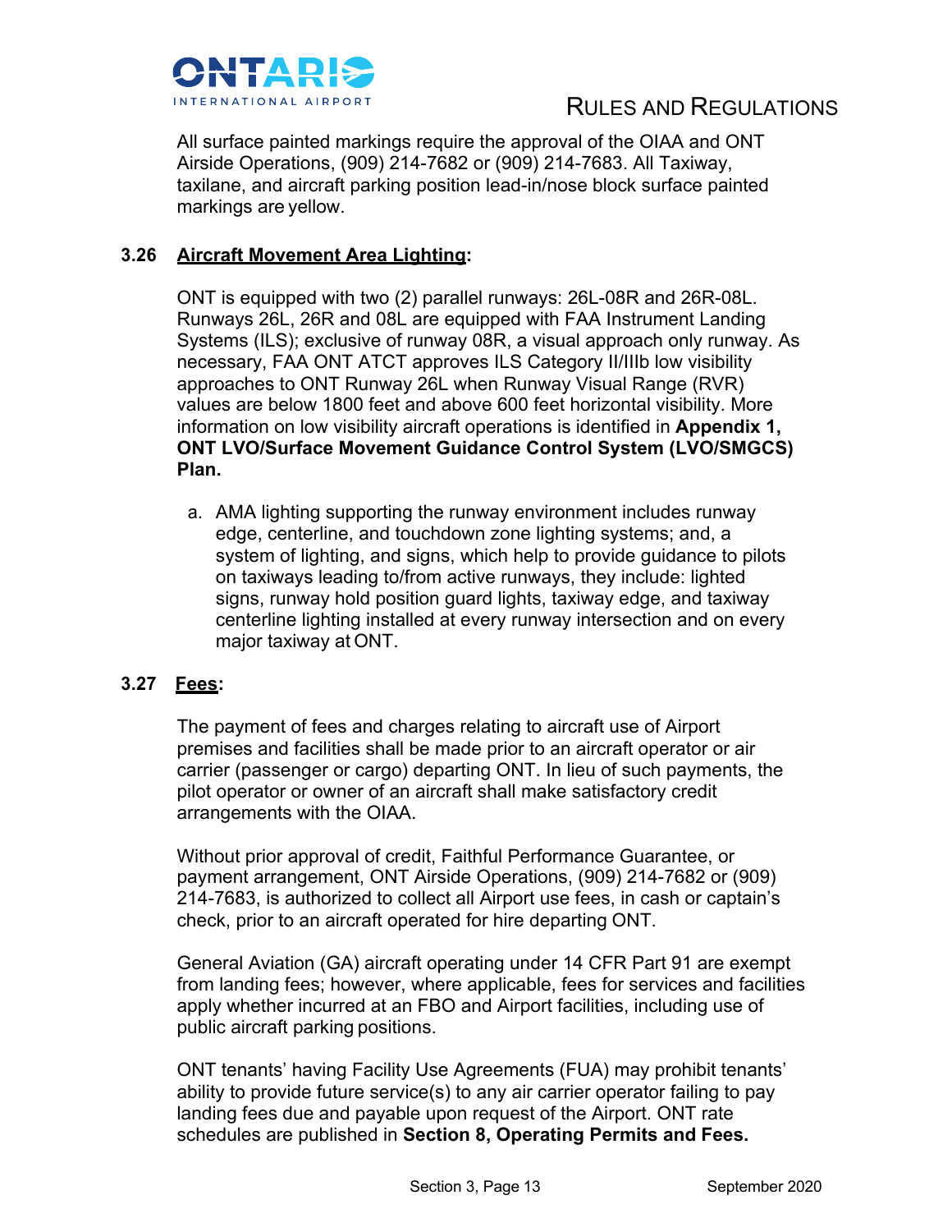All surface painted markings require the approval of the OIAA and ONT Airside Operations, (909) 214-7682 or (909) 214-7683. All Taxiway, taxilane, and aircraft parking position lead-in/nose block surface painted markings are yellow.

### 3.26 Aircraft Movement Area Lighting:

ONT is equipped with two (2) parallel runways: 26L-08R and 26R-08L. Runways 26L, 26R and 08L are equipped with FAA Instrument Landing Systems (ILS); exclusive of runway 08R, a visual approach only runway. As necessary, FAA ONT ATCT approves ILS Category II/IIIb low visibility approaches to ONT Runway 26L when Runway Visual Range (RVR) values are below 1800 feet and above 600 feet horizontal visibility. More information on low visibility aircraft operations is identified in **Appendix 1, ONT LVO/Surface Movement Guidance Control System (LVO/SMGCS) Plan.**

a. AMA lighting supporting the runway environment includes runway edge, centerline, and touchdown zone lighting systems; and, a system of lighting, and signs, which help to provide guidance to pilots on taxiways leading to/from active runways, they include: lighted signs, runway hold position guard lights, taxiway edge, and taxiway centerline lighting installed at every runway intersection and on every major taxiway at ONT.

### 3.27 Fees:

The payment of fees and charges relating to aircraft use of Airport premises and facilities shall be made prior to an aircraft operator or air carrier (passenger or cargo) departing ONT. In lieu of such payments, the pilot operator or owner of an aircraft shall make satisfactory credit arrangements with the OIAA.

Without prior approval of credit, Faithful Performance Guarantee, or payment arrangement, ONT Airside Operations, (909) 214-7682 or (909) 214-7683, is authorized to collect all Airport use fees, in cash or captain's check, prior to an aircraft operated for hire departing ONT.

General Aviation (GA) aircraft operating under 14 CFR Part 91 are exempt from landing fees; however, where applicable, fees for services and facilities apply whether incurred at an FBO and Airport facilities, including use of public aircraft parking positions.

ONT tenants' having Facility Use Agreements (FUA) may prohibit tenants' ability to provide future service(s) to any air carrier operator failing to pay landing fees due and payable upon request of the Airport. ONT rate schedules are published in **Section 8, Operating Permits and Fees.**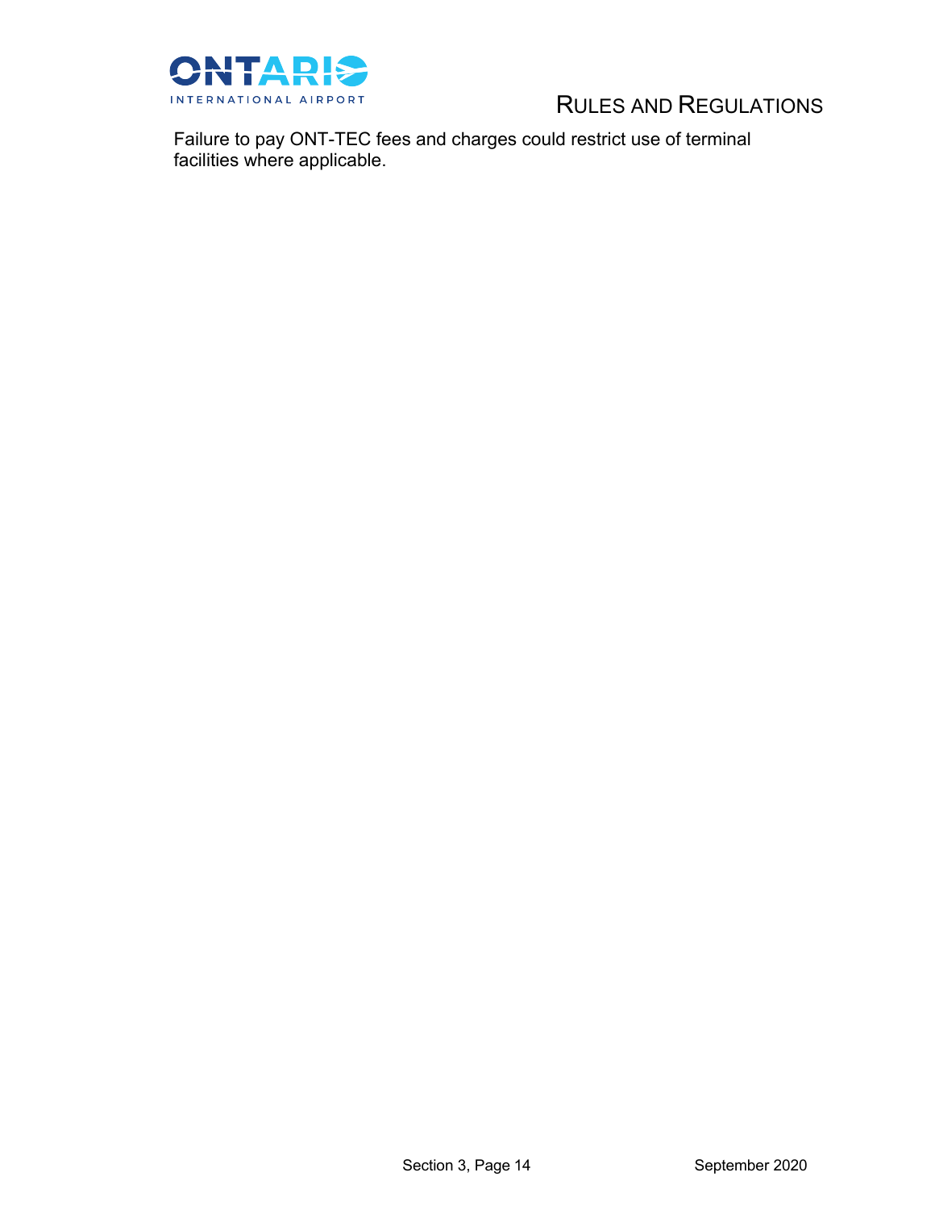Failure to pay ONT-TEC fees and charges could restrict use of terminal facilities where applicable.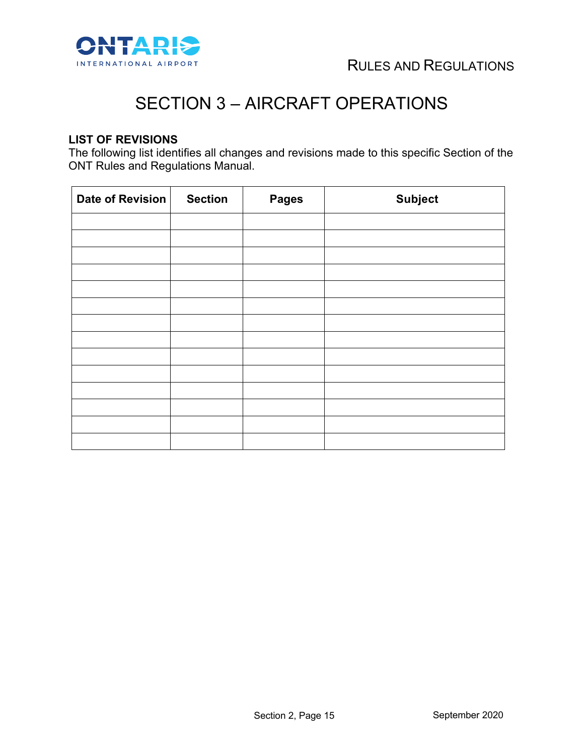# SECTION 3 – AIRCRAFT OPERATIONS

**LIST OF REVISIONS**

The following list identifies all changes and revisions made to this specific Section of the ONT Rules and Regulations Manual.

| Date of Revision | Section | Pages | Subject |
|---|---|---|---|
| | | | |
| | | | |
| | | | |
| | | | |
| | | | |
| | | | |
| | | | |
| | | | |
| | | | |
| | | | |
| | | | |
| | | | |
| | | | |
| | | | |